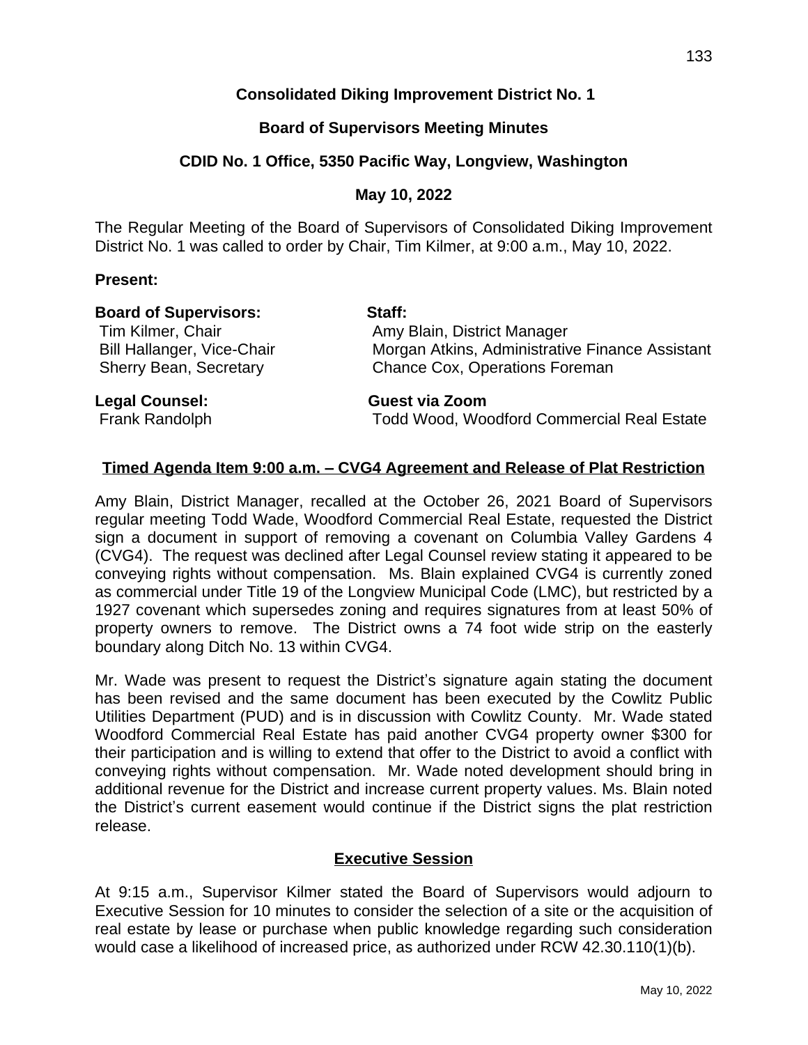# Consolidated Diking Improvement District No. 1

## Board of Supervisors Meeting Minutes

## CDID No. 1 Office, 5350 Pacific Way, Longview, Washington

## May 10, 2022

The Regular Meeting of the Board of Supervisors of Consolidated Diking Improvement District No. 1 was called to order by Chair, Tim Kilmer, at 9:00 a.m., May 10, 2022.

**Present:**

| **Board of Supervisors:** | **Staff:** |
|---|---|
| Tim Kilmer, Chair | Amy Blain, District Manager |
| Bill Hallanger, Vice-Chair | Morgan Atkins, Administrative Finance Assistant |
| Sherry Bean, Secretary | Chance Cox, Operations Foreman |
| **Legal Counsel:** | **Guest via Zoom** |
| Frank Randolph | Todd Wood, Woodford Commercial Real Estate |

### Timed Agenda Item 9:00 a.m. – CVG4 Agreement and Release of Plat Restriction

Amy Blain, District Manager, recalled at the October 26, 2021 Board of Supervisors regular meeting Todd Wade, Woodford Commercial Real Estate, requested the District sign a document in support of removing a covenant on Columbia Valley Gardens 4 (CVG4). The request was declined after Legal Counsel review stating it appeared to be conveying rights without compensation. Ms. Blain explained CVG4 is currently zoned as commercial under Title 19 of the Longview Municipal Code (LMC), but restricted by a 1927 covenant which supersedes zoning and requires signatures from at least 50% of property owners to remove. The District owns a 74 foot wide strip on the easterly boundary along Ditch No. 13 within CVG4.

Mr. Wade was present to request the District's signature again stating the document has been revised and the same document has been executed by the Cowlitz Public Utilities Department (PUD) and is in discussion with Cowlitz County. Mr. Wade stated Woodford Commercial Real Estate has paid another CVG4 property owner $300 for their participation and is willing to extend that offer to the District to avoid a conflict with conveying rights without compensation. Mr. Wade noted development should bring in additional revenue for the District and increase current property values. Ms. Blain noted the District's current easement would continue if the District signs the plat restriction release.

### Executive Session

At 9:15 a.m., Supervisor Kilmer stated the Board of Supervisors would adjourn to Executive Session for 10 minutes to consider the selection of a site or the acquisition of real estate by lease or purchase when public knowledge regarding such consideration would case a likelihood of increased price, as authorized under RCW 42.30.110(1)(b).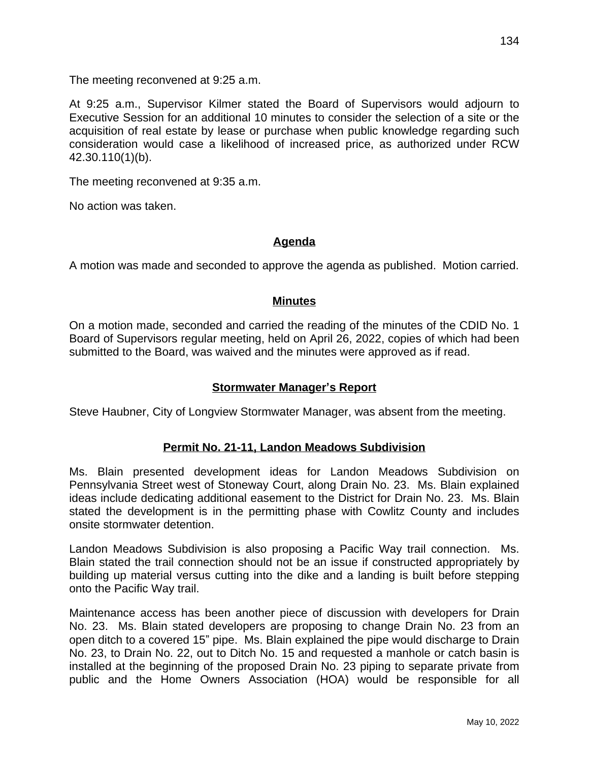The meeting reconvened at 9:25 a.m.

At 9:25 a.m., Supervisor Kilmer stated the Board of Supervisors would adjourn to Executive Session for an additional 10 minutes to consider the selection of a site or the acquisition of real estate by lease or purchase when public knowledge regarding such consideration would case a likelihood of increased price, as authorized under RCW 42.30.110(1)(b).

The meeting reconvened at 9:35 a.m.

No action was taken.

## Agenda

A motion was made and seconded to approve the agenda as published. Motion carried.

## Minutes

On a motion made, seconded and carried the reading of the minutes of the CDID No. 1 Board of Supervisors regular meeting, held on April 26, 2022, copies of which had been submitted to the Board, was waived and the minutes were approved as if read.

## Stormwater Manager's Report

Steve Haubner, City of Longview Stormwater Manager, was absent from the meeting.

## Permit No. 21-11, Landon Meadows Subdivision

Ms. Blain presented development ideas for Landon Meadows Subdivision on Pennsylvania Street west of Stoneway Court, along Drain No. 23. Ms. Blain explained ideas include dedicating additional easement to the District for Drain No. 23. Ms. Blain stated the development is in the permitting phase with Cowlitz County and includes onsite stormwater detention.

Landon Meadows Subdivision is also proposing a Pacific Way trail connection. Ms. Blain stated the trail connection should not be an issue if constructed appropriately by building up material versus cutting into the dike and a landing is built before stepping onto the Pacific Way trail.

Maintenance access has been another piece of discussion with developers for Drain No. 23. Ms. Blain stated developers are proposing to change Drain No. 23 from an open ditch to a covered 15" pipe. Ms. Blain explained the pipe would discharge to Drain No. 23, to Drain No. 22, out to Ditch No. 15 and requested a manhole or catch basin is installed at the beginning of the proposed Drain No. 23 piping to separate private from public and the Home Owners Association (HOA) would be responsible for all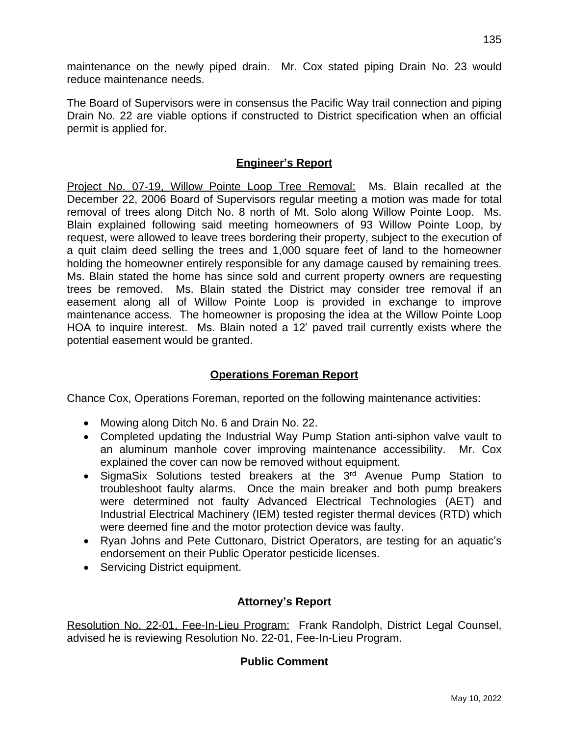maintenance on the newly piped drain. Mr. Cox stated piping Drain No. 23 would reduce maintenance needs.

The Board of Supervisors were in consensus the Pacific Way trail connection and piping Drain No. 22 are viable options if constructed to District specification when an official permit is applied for.

## Engineer's Report

Project No. 07-19, Willow Pointe Loop Tree Removal: Ms. Blain recalled at the December 22, 2006 Board of Supervisors regular meeting a motion was made for total removal of trees along Ditch No. 8 north of Mt. Solo along Willow Pointe Loop. Ms. Blain explained following said meeting homeowners of 93 Willow Pointe Loop, by request, were allowed to leave trees bordering their property, subject to the execution of a quit claim deed selling the trees and 1,000 square feet of land to the homeowner holding the homeowner entirely responsible for any damage caused by remaining trees. Ms. Blain stated the home has since sold and current property owners are requesting trees be removed. Ms. Blain stated the District may consider tree removal if an easement along all of Willow Pointe Loop is provided in exchange to improve maintenance access. The homeowner is proposing the idea at the Willow Pointe Loop HOA to inquire interest. Ms. Blain noted a 12' paved trail currently exists where the potential easement would be granted.

## Operations Foreman Report

Chance Cox, Operations Foreman, reported on the following maintenance activities:

- Mowing along Ditch No. 6 and Drain No. 22.
- Completed updating the Industrial Way Pump Station anti-siphon valve vault to an aluminum manhole cover improving maintenance accessibility. Mr. Cox explained the cover can now be removed without equipment.
- SigmaSix Solutions tested breakers at the 3rd Avenue Pump Station to troubleshoot faulty alarms. Once the main breaker and both pump breakers were determined not faulty Advanced Electrical Technologies (AET) and Industrial Electrical Machinery (IEM) tested register thermal devices (RTD) which were deemed fine and the motor protection device was faulty.
- Ryan Johns and Pete Cuttonaro, District Operators, are testing for an aquatic's endorsement on their Public Operator pesticide licenses.
- Servicing District equipment.

## Attorney's Report

Resolution No. 22-01, Fee-In-Lieu Program: Frank Randolph, District Legal Counsel, advised he is reviewing Resolution No. 22-01, Fee-In-Lieu Program.

## Public Comment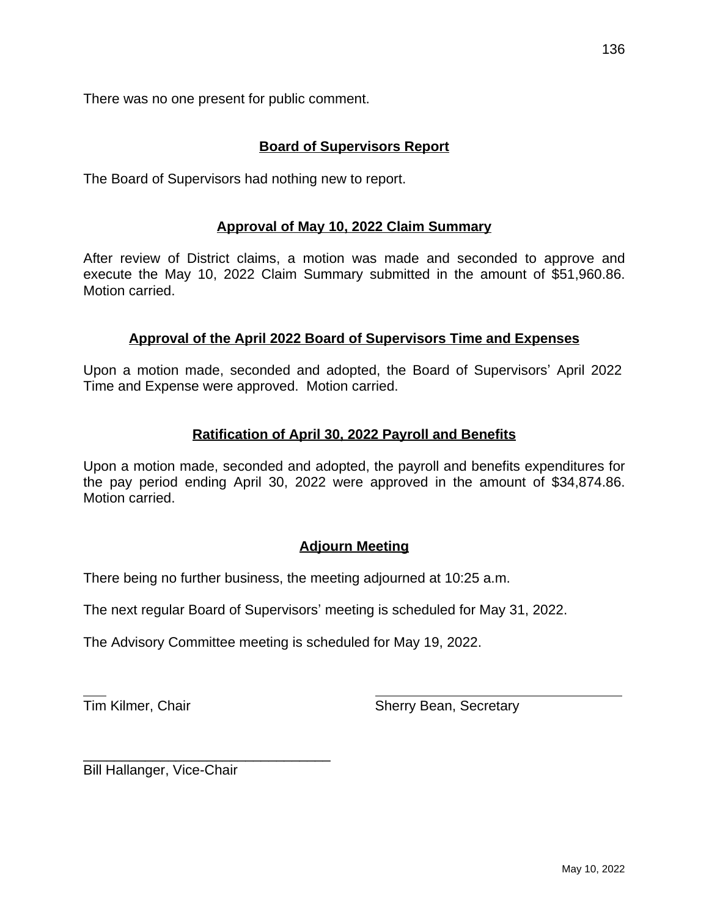There was no one present for public comment.

## Board of Supervisors Report

The Board of Supervisors had nothing new to report.

## Approval of May 10, 2022 Claim Summary

After review of District claims, a motion was made and seconded to approve and execute the May 10, 2022 Claim Summary submitted in the amount of $51,960.86. Motion carried.

## Approval of the April 2022 Board of Supervisors Time and Expenses

Upon a motion made, seconded and adopted, the Board of Supervisors' April 2022 Time and Expense were approved. Motion carried.

## Ratification of April 30, 2022 Payroll and Benefits

Upon a motion made, seconded and adopted, the payroll and benefits expenditures for the pay period ending April 30, 2022 were approved in the amount of $34,874.86. Motion carried.

## Adjourn Meeting

There being no further business, the meeting adjourned at 10:25 a.m.

The next regular Board of Supervisors' meeting is scheduled for May 31, 2022.

The Advisory Committee meeting is scheduled for May 19, 2022.

___

Tim Kilmer, Chair

___

Sherry Bean, Secretary

___

Bill Hallanger, Vice-Chair